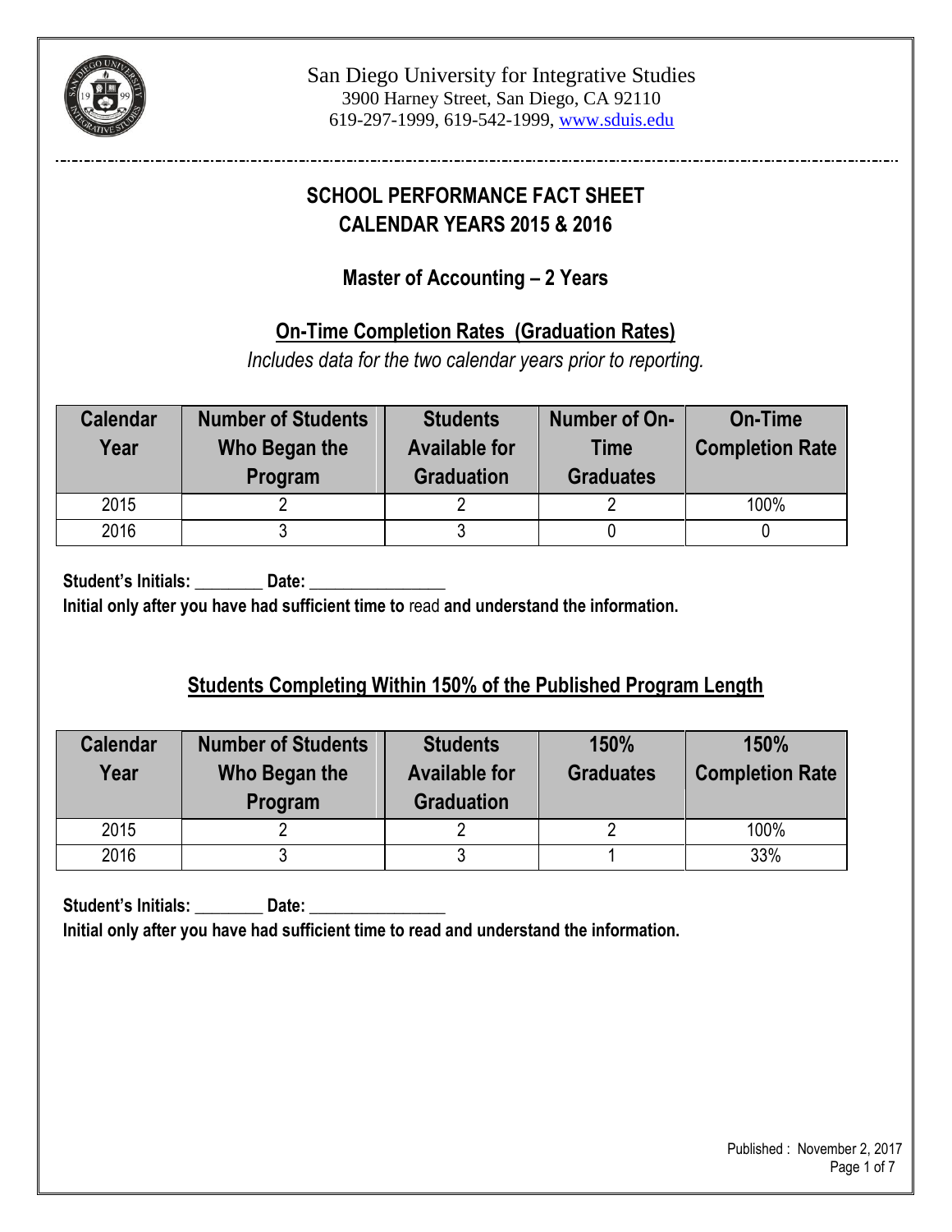San Diego University for Integrative Studies
3900 Harney Street, San Diego, CA 92110
619-297-1999, 619-542-1999, www.sduis.edu

# SCHOOL PERFORMANCE FACT SHEET
# CALENDAR YEARS 2015 & 2016

## Master of Accounting – 2 Years

## On-Time Completion Rates (Graduation Rates)

*Includes data for the two calendar years prior to reporting.*

| Calendar Year | Number of Students Who Began the Program | Students Available for Graduation | Number of On-Time Graduates | On-Time Completion Rate |
|---|---|---|---|---|
| 2015 | 2 | 2 | 2 | 100% |
| 2016 | 3 | 3 | 0 | 0 |

**Student's Initials: ________ Date: ________________**
**Initial only after you have had sufficient time to** read **and understand the information.**

## Students Completing Within 150% of the Published Program Length

| Calendar Year | Number of Students Who Began the Program | Students Available for Graduation | 150% Graduates | 150% Completion Rate |
|---|---|---|---|---|
| 2015 | 2 | 2 | 2 | 100% |
| 2016 | 3 | 3 | 1 | 33% |

**Student's Initials: ________ Date: ________________**
**Initial only after you have had sufficient time to read and understand the information.**

Published : November 2, 2017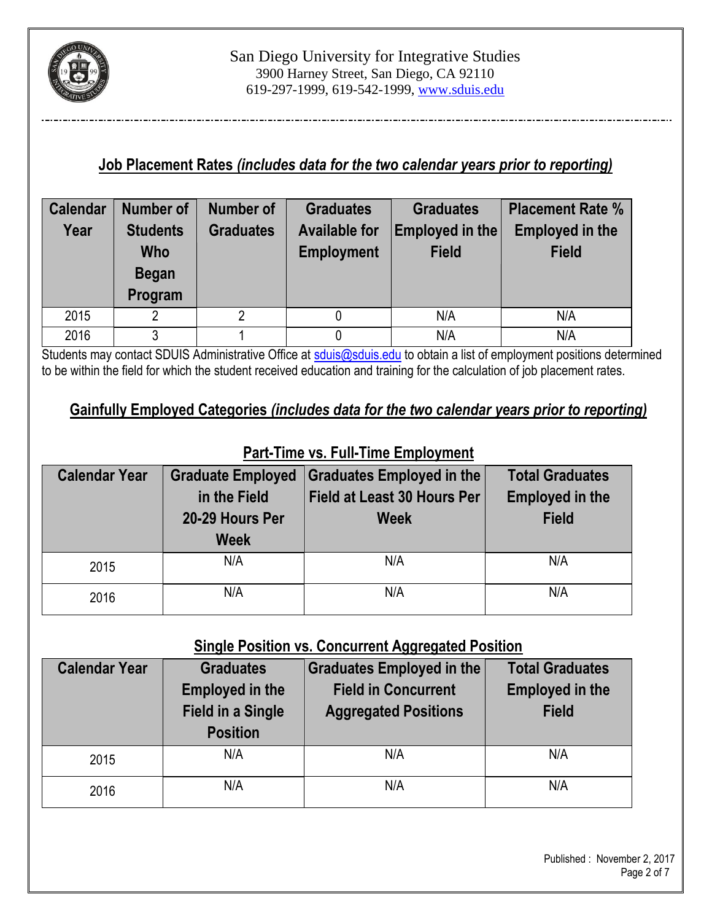San Diego University for Integrative Studies
3900 Harney Street, San Diego, CA 92110
619-297-1999, 619-542-1999, www.sduis.edu

## Job Placement Rates *(includes data for the two calendar years prior to reporting)*

| Calendar Year | Number of Students Who Began Program | Number of Graduates | Graduates Available for Employment | Graduates Employed in the Field | Placement Rate % Employed in the Field |
|---|---|---|---|---|---|
| 2015 | 2 | 2 | 0 | N/A | N/A |
| 2016 | 3 | 1 | 0 | N/A | N/A |

Students may contact SDUIS Administrative Office at sduis@sduis.edu to obtain a list of employment positions determined to be within the field for which the student received education and training for the calculation of job placement rates.

## Gainfully Employed Categories *(includes data for the two calendar years prior to reporting)*

### Part-Time vs. Full-Time Employment

| Calendar Year | Graduate Employed in the Field 20-29 Hours Per Week | Graduates Employed in the Field at Least 30 Hours Per Week | Total Graduates Employed in the Field |
|---|---|---|---|
| 2015 | N/A | N/A | N/A |
| 2016 | N/A | N/A | N/A |

### Single Position vs. Concurrent Aggregated Position

| Calendar Year | Graduates Employed in the Field in a Single Position | Graduates Employed in the Field in Concurrent Aggregated Positions | Total Graduates Employed in the Field |
|---|---|---|---|
| 2015 | N/A | N/A | N/A |
| 2016 | N/A | N/A | N/A |

Published : November 2, 2017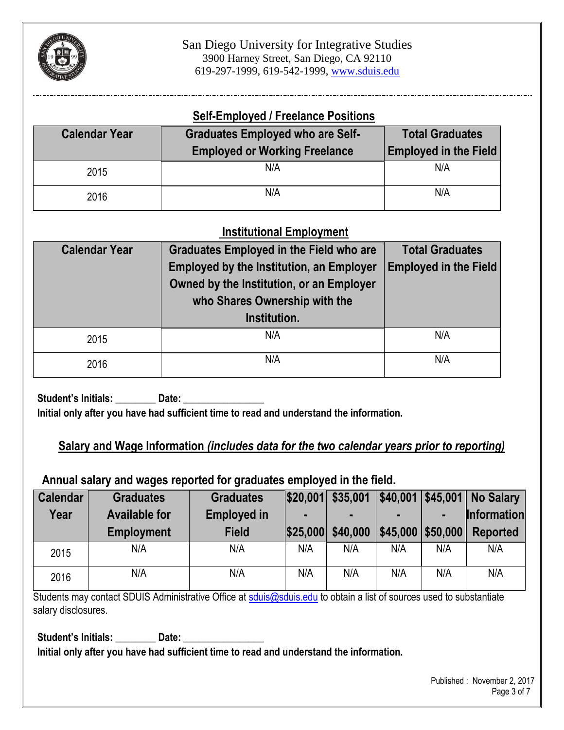San Diego University for Integrative Studies
3900 Harney Street, San Diego, CA 92110
619-297-1999, 619-542-1999, www.sduis.edu

## Self-Employed / Freelance Positions

| Calendar Year | Graduates Employed who are Self-Employed or Working Freelance | Total Graduates Employed in the Field |
|---|---|---|
| 2015 | N/A | N/A |
| 2016 | N/A | N/A |

## Institutional Employment

| Calendar Year | Graduates Employed in the Field who are Employed by the Institution, an Employer Owned by the Institution, or an Employer who Shares Ownership with the Institution. | Total Graduates Employed in the Field |
|---|---|---|
| 2015 | N/A | N/A |
| 2016 | N/A | N/A |

**Student's Initials: ________ Date: ________________**
**Initial only after you have had sufficient time to read and understand the information.**

## Salary and Wage Information *(includes data for the two calendar years prior to reporting)*

### Annual salary and wages reported for graduates employed in the field.

| Calendar Year | Graduates Available for Employment | Graduates Employed in Field | $20,001 - $25,000 | $35,001 - $40,000 | $40,001 - $45,000 | $45,001 - $50,000 | No Salary Information Reported |
|---|---|---|---|---|---|---|---|
| 2015 | N/A | N/A | N/A | N/A | N/A | N/A | N/A |
| 2016 | N/A | N/A | N/A | N/A | N/A | N/A | N/A |

Students may contact SDUIS Administrative Office at sduis@sduis.edu to obtain a list of sources used to substantiate salary disclosures.

**Student's Initials: ________ Date: ________________**
**Initial only after you have had sufficient time to read and understand the information.**

Published : November 2, 2017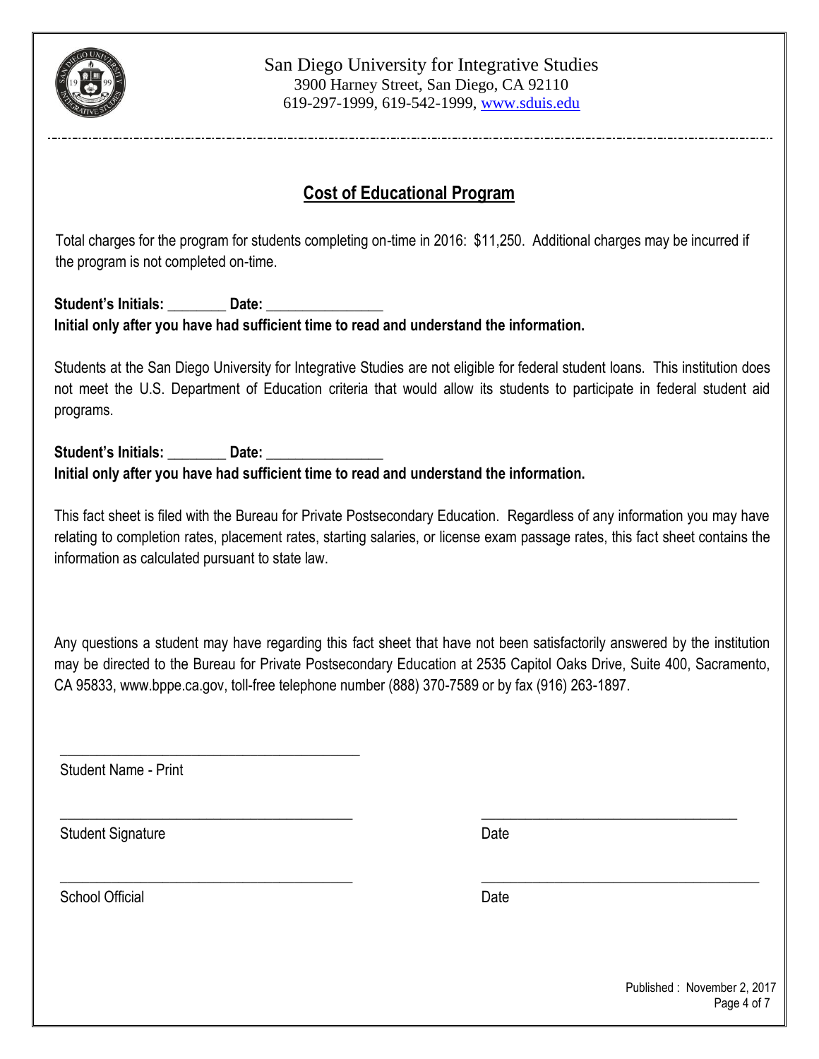San Diego University for Integrative Studies
3900 Harney Street, San Diego, CA 92110
619-297-1999, 619-542-1999, www.sduis.edu

## Cost of Educational Program

Total charges for the program for students completing on-time in 2016: $11,250. Additional charges may be incurred if the program is not completed on-time.

**Student's Initials: ________ Date: ________________**
**Initial only after you have had sufficient time to read and understand the information.**

Students at the San Diego University for Integrative Studies are not eligible for federal student loans. This institution does not meet the U.S. Department of Education criteria that would allow its students to participate in federal student aid programs.

**Student's Initials: ________ Date: ________________**
**Initial only after you have had sufficient time to read and understand the information.**

This fact sheet is filed with the Bureau for Private Postsecondary Education. Regardless of any information you may have relating to completion rates, placement rates, starting salaries, or license exam passage rates, this fact sheet contains the information as calculated pursuant to state law.

Any questions a student may have regarding this fact sheet that have not been satisfactorily answered by the institution may be directed to the Bureau for Private Postsecondary Education at 2535 Capitol Oaks Drive, Suite 400, Sacramento, CA 95833, www.bppe.ca.gov, toll-free telephone number (888) 370-7589 or by fax (916) 263-1897.

___________________________________________
Student Name - Print

___________________________________________ ___________________________________
Student Signature Date

___________________________________________ ___________________________________
School Official Date

Published : November 2, 2017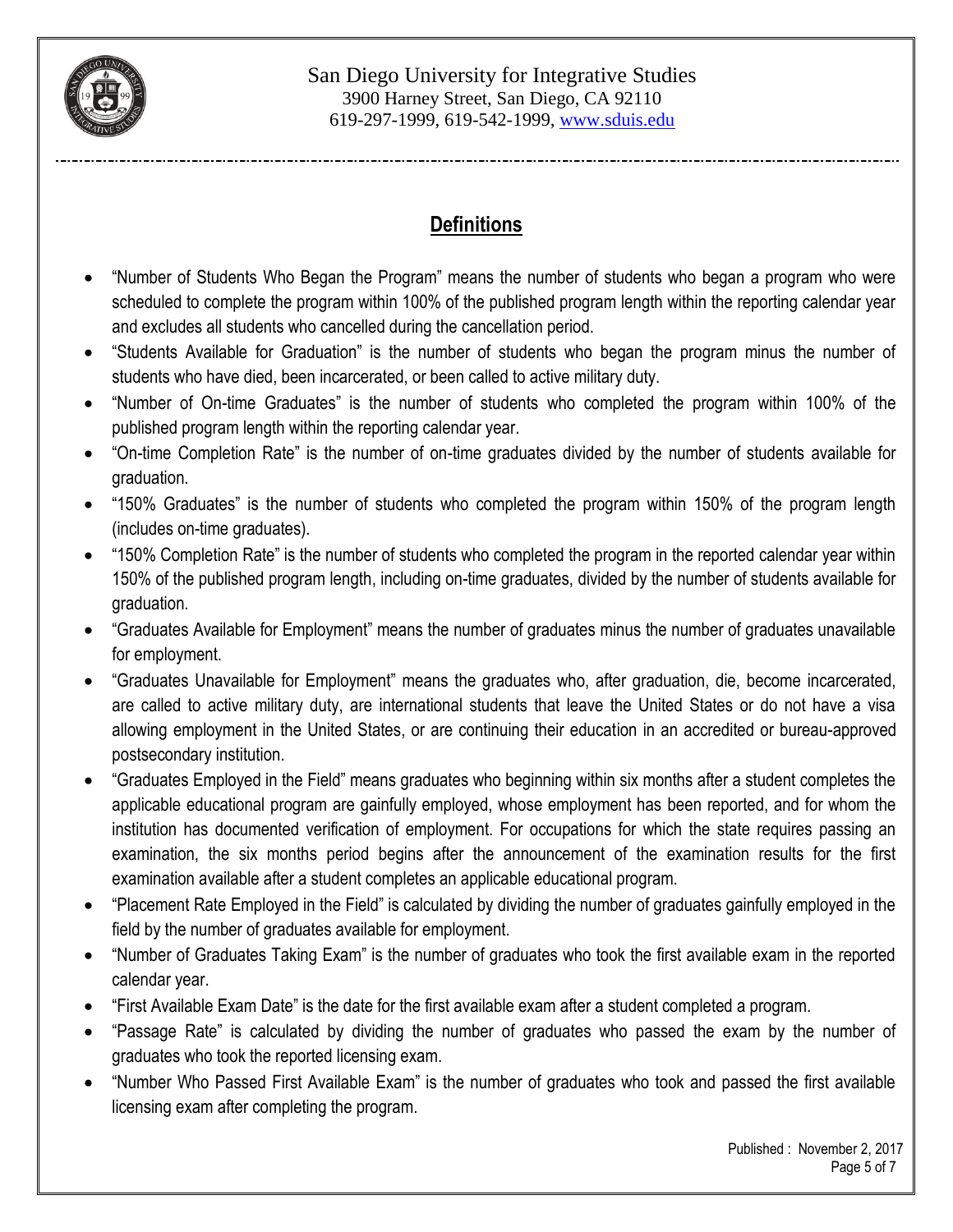San Diego University for Integrative Studies
3900 Harney Street, San Diego, CA 92110
619-297-1999, 619-542-1999, www.sduis.edu

## Definitions

- "Number of Students Who Began the Program" means the number of students who began a program who were scheduled to complete the program within 100% of the published program length within the reporting calendar year and excludes all students who cancelled during the cancellation period.
- "Students Available for Graduation" is the number of students who began the program minus the number of students who have died, been incarcerated, or been called to active military duty.
- "Number of On-time Graduates" is the number of students who completed the program within 100% of the published program length within the reporting calendar year.
- "On-time Completion Rate" is the number of on-time graduates divided by the number of students available for graduation.
- "150% Graduates" is the number of students who completed the program within 150% of the program length (includes on-time graduates).
- "150% Completion Rate" is the number of students who completed the program in the reported calendar year within 150% of the published program length, including on-time graduates, divided by the number of students available for graduation.
- "Graduates Available for Employment" means the number of graduates minus the number of graduates unavailable for employment.
- "Graduates Unavailable for Employment" means the graduates who, after graduation, die, become incarcerated, are called to active military duty, are international students that leave the United States or do not have a visa allowing employment in the United States, or are continuing their education in an accredited or bureau-approved postsecondary institution.
- "Graduates Employed in the Field" means graduates who beginning within six months after a student completes the applicable educational program are gainfully employed, whose employment has been reported, and for whom the institution has documented verification of employment. For occupations for which the state requires passing an examination, the six months period begins after the announcement of the examination results for the first examination available after a student completes an applicable educational program.
- "Placement Rate Employed in the Field" is calculated by dividing the number of graduates gainfully employed in the field by the number of graduates available for employment.
- "Number of Graduates Taking Exam" is the number of graduates who took the first available exam in the reported calendar year.
- "First Available Exam Date" is the date for the first available exam after a student completed a program.
- "Passage Rate" is calculated by dividing the number of graduates who passed the exam by the number of graduates who took the reported licensing exam.
- "Number Who Passed First Available Exam" is the number of graduates who took and passed the first available licensing exam after completing the program.

Published : November 2, 2017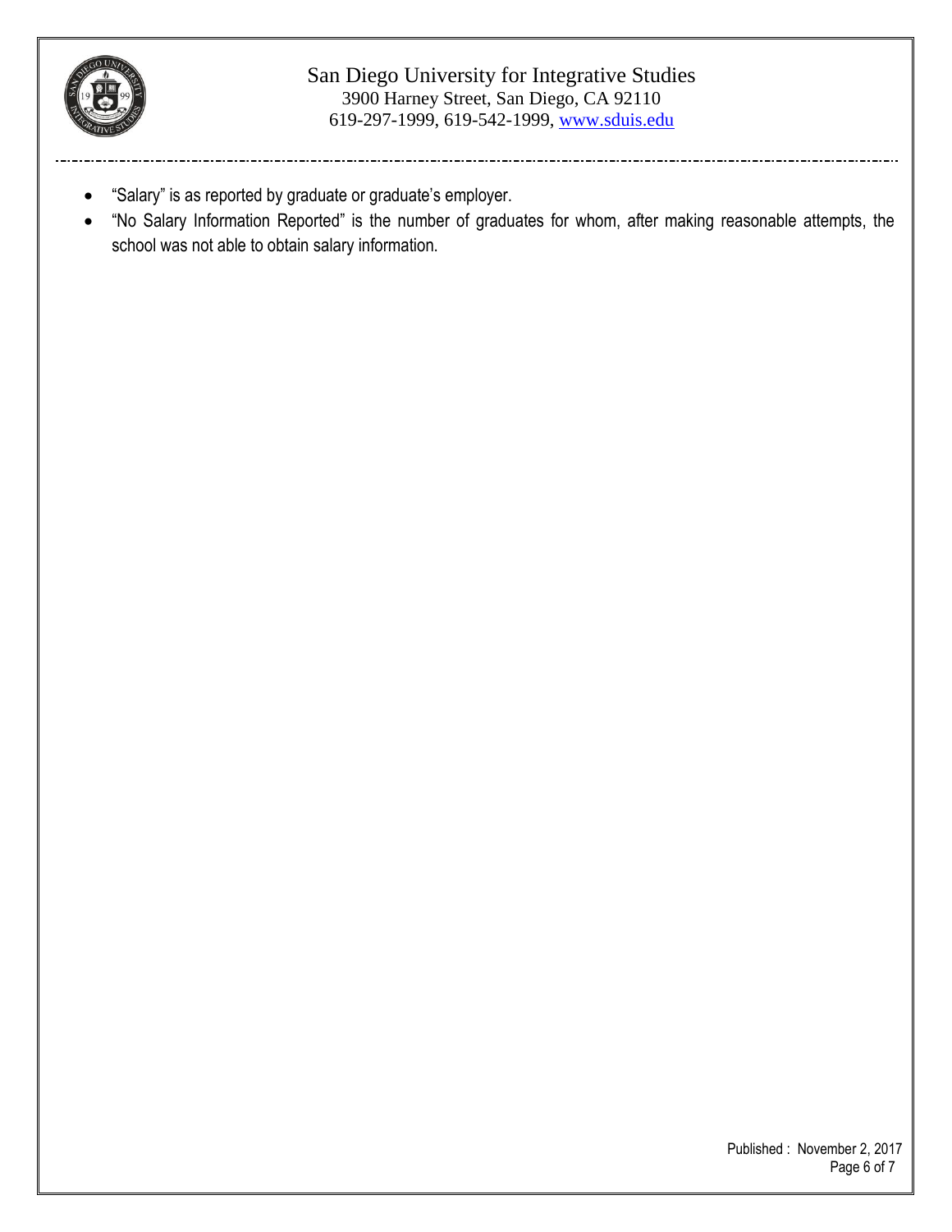- "Salary" is as reported by graduate or graduate's employer.
- "No Salary Information Reported" is the number of graduates for whom, after making reasonable attempts, the school was not able to obtain salary information.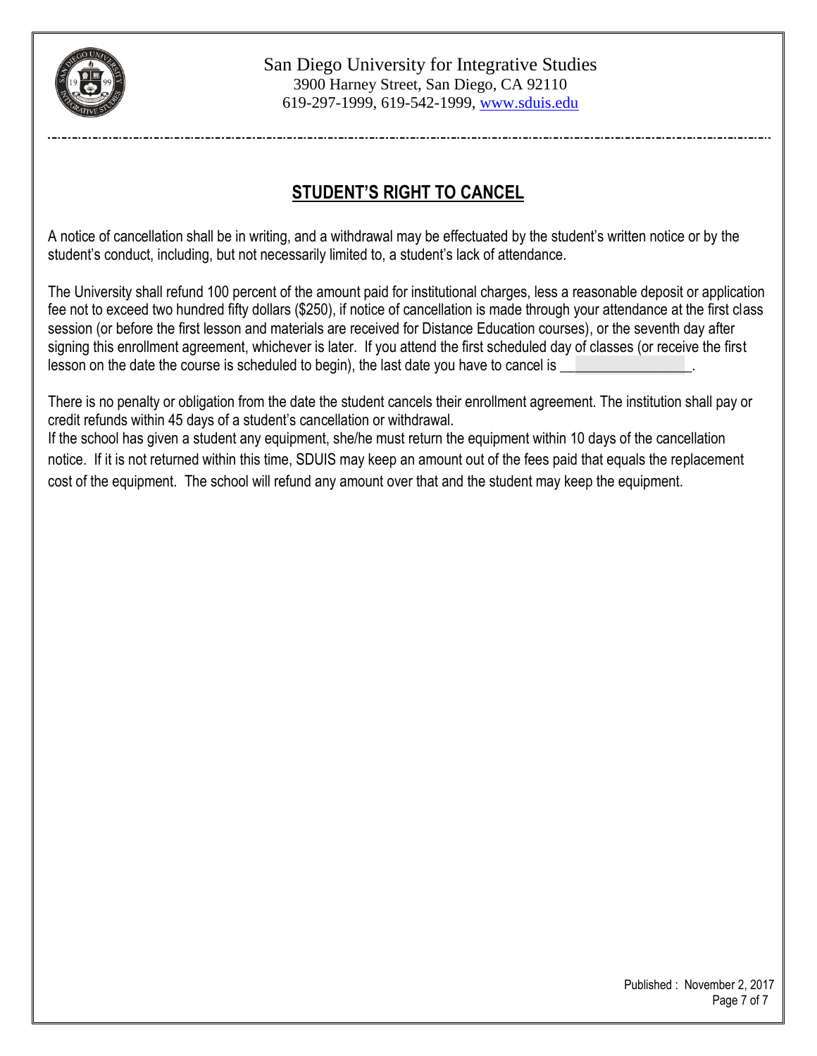San Diego University for Integrative Studies
3900 Harney Street, San Diego, CA 92110
619-297-1999, 619-542-1999, www.sduis.edu

## STUDENT'S RIGHT TO CANCEL

A notice of cancellation shall be in writing, and a withdrawal may be effectuated by the student's written notice or by the student's conduct, including, but not necessarily limited to, a student's lack of attendance.

The University shall refund 100 percent of the amount paid for institutional charges, less a reasonable deposit or application fee not to exceed two hundred fifty dollars ($250), if notice of cancellation is made through your attendance at the first class session (or before the first lesson and materials are received for Distance Education courses), or the seventh day after signing this enrollment agreement, whichever is later. If you attend the first scheduled day of classes (or receive the first lesson on the date the course is scheduled to begin), the last date you have to cancel is ________________.

There is no penalty or obligation from the date the student cancels their enrollment agreement. The institution shall pay or credit refunds within 45 days of a student's cancellation or withdrawal.
If the school has given a student any equipment, she/he must return the equipment within 10 days of the cancellation notice. If it is not returned within this time, SDUIS may keep an amount out of the fees paid that equals the replacement cost of the equipment. The school will refund any amount over that and the student may keep the equipment.

Published : November 2, 2017